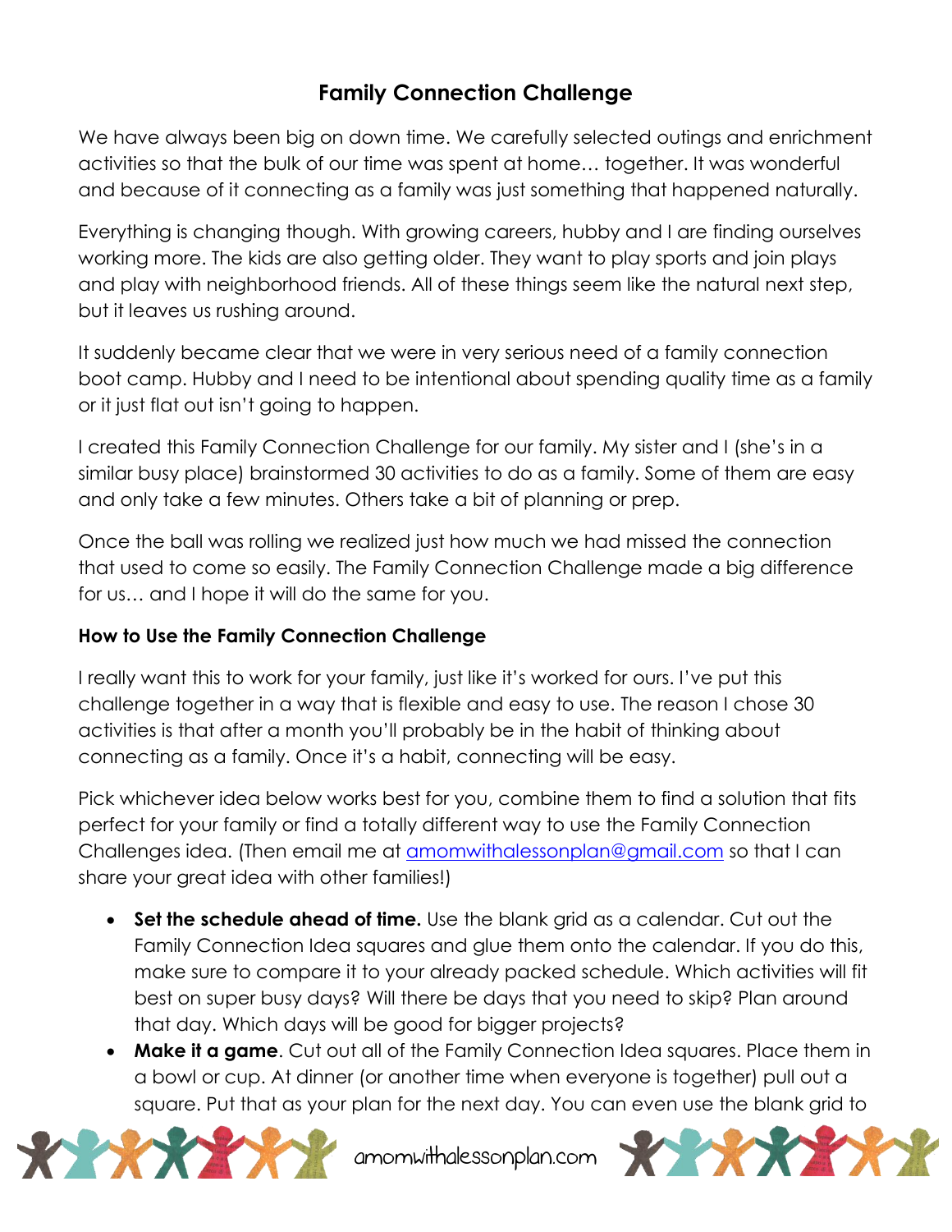# Family Connection Challenge

We have always been big on down time. We carefully selected outings and enrichment activities so that the bulk of our time was spent at home… together. It was wonderful and because of it connecting as a family was just something that happened naturally.

Everything is changing though. With growing careers, hubby and I are finding ourselves working more. The kids are also getting older. They want to play sports and join plays and play with neighborhood friends. All of these things seem like the natural next step, but it leaves us rushing around.

It suddenly became clear that we were in very serious need of a family connection boot camp. Hubby and I need to be intentional about spending quality time as a family or it just flat out isn't going to happen.

I created this Family Connection Challenge for our family. My sister and I (she's in a similar busy place) brainstormed 30 activities to do as a family. Some of them are easy and only take a few minutes. Others take a bit of planning or prep.

Once the ball was rolling we realized just how much we had missed the connection that used to come so easily. The Family Connection Challenge made a big difference for us… and I hope it will do the same for you.

**How to Use the Family Connection Challenge**

I really want this to work for your family, just like it's worked for ours. I've put this challenge together in a way that is flexible and easy to use. The reason I chose 30 activities is that after a month you'll probably be in the habit of thinking about connecting as a family. Once it's a habit, connecting will be easy.

Pick whichever idea below works best for you, combine them to find a solution that fits perfect for your family or find a totally different way to use the Family Connection Challenges idea. (Then email me at amomwithalessonplan@gmail.com so that I can share your great idea with other families!)

- **Set the schedule ahead of time.** Use the blank grid as a calendar. Cut out the Family Connection Idea squares and glue them onto the calendar. If you do this, make sure to compare it to your already packed schedule. Which activities will fit best on super busy days? Will there be days that you need to skip? Plan around that day. Which days will be good for bigger projects?
- **Make it a game**. Cut out all of the Family Connection Idea squares. Place them in a bowl or cup. At dinner (or another time when everyone is together) pull out a square. Put that as your plan for the next day. You can even use the blank grid to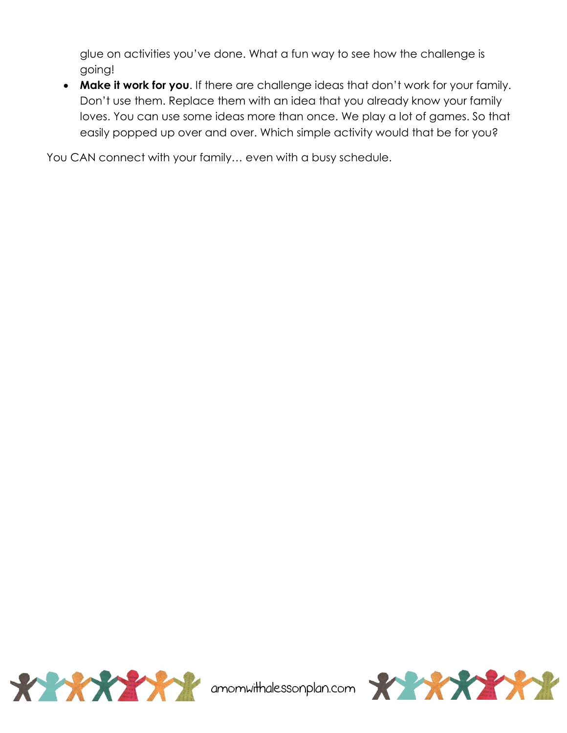glue on activities you've done. What a fun way to see how the challenge is going!

- **Make it work for you**. If there are challenge ideas that don't work for your family. Don't use them. Replace them with an idea that you already know your family loves. You can use some ideas more than once. We play a lot of games. So that easily popped up over and over. Which simple activity would that be for you?

You CAN connect with your family… even with a busy schedule.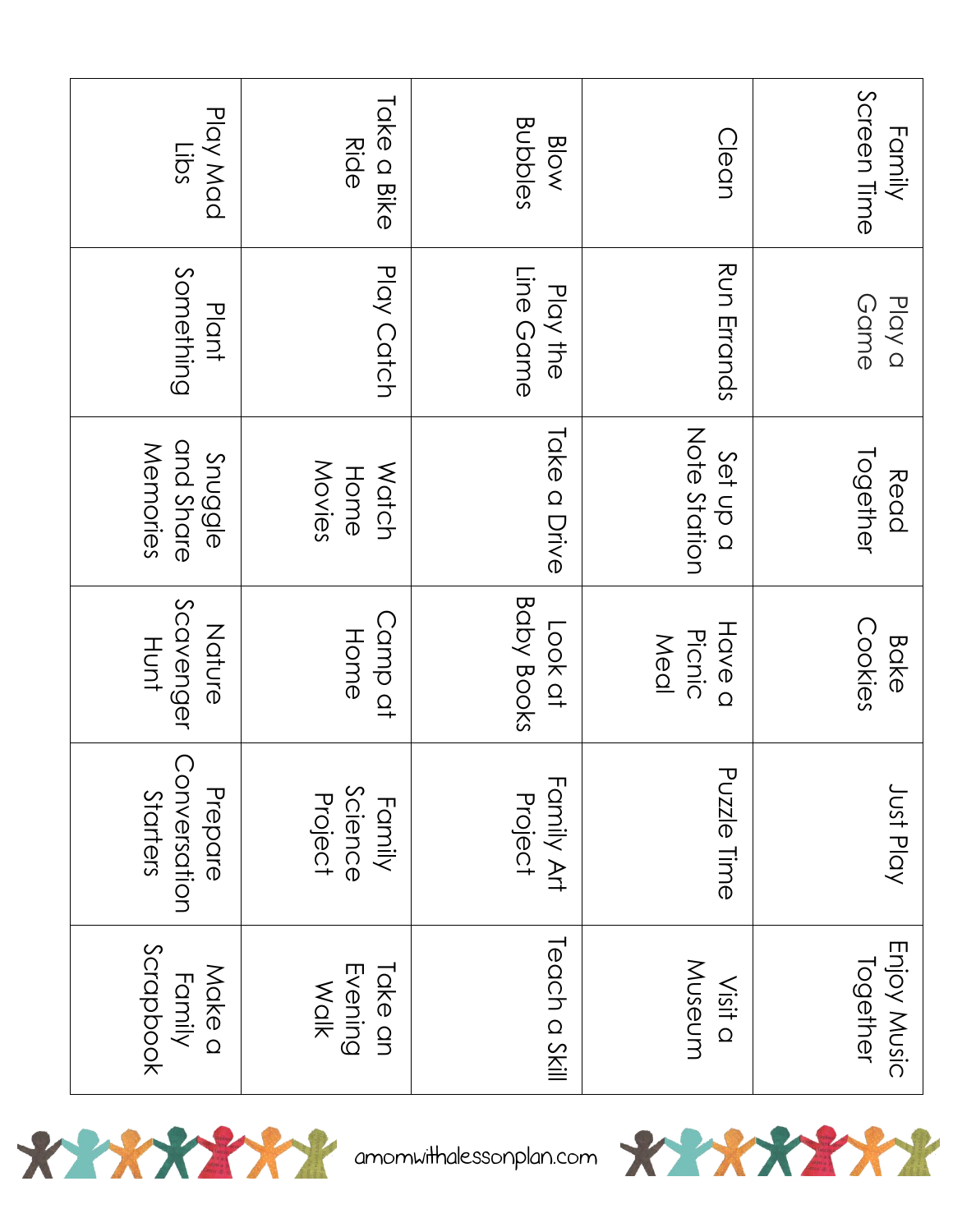| Family Screen Time | Play a Game | Read Together | Bake Cookies | Just Play | Enjoy Music Together |
|---|---|---|---|---|---|
| Clean | Run Errands | Set up a Note Station | Have a Picnic Meal | Puzzle Time | Visit a Museum |
| Blow Bubbles | Play the Line Game | Take a Drive | Look at Baby Books | Family Art Project | Teach a Skill |
| Take a Bike Ride | Play Catch | Watch Home Movies | Camp at Home | Family Science Project | Take an Evening Walk |
| Play Mad Libs | Plant Something | Snuggle and Share Memories | Nature Scavenger Hunt | Prepare Conversation Starters | Make a Family Scrapbook |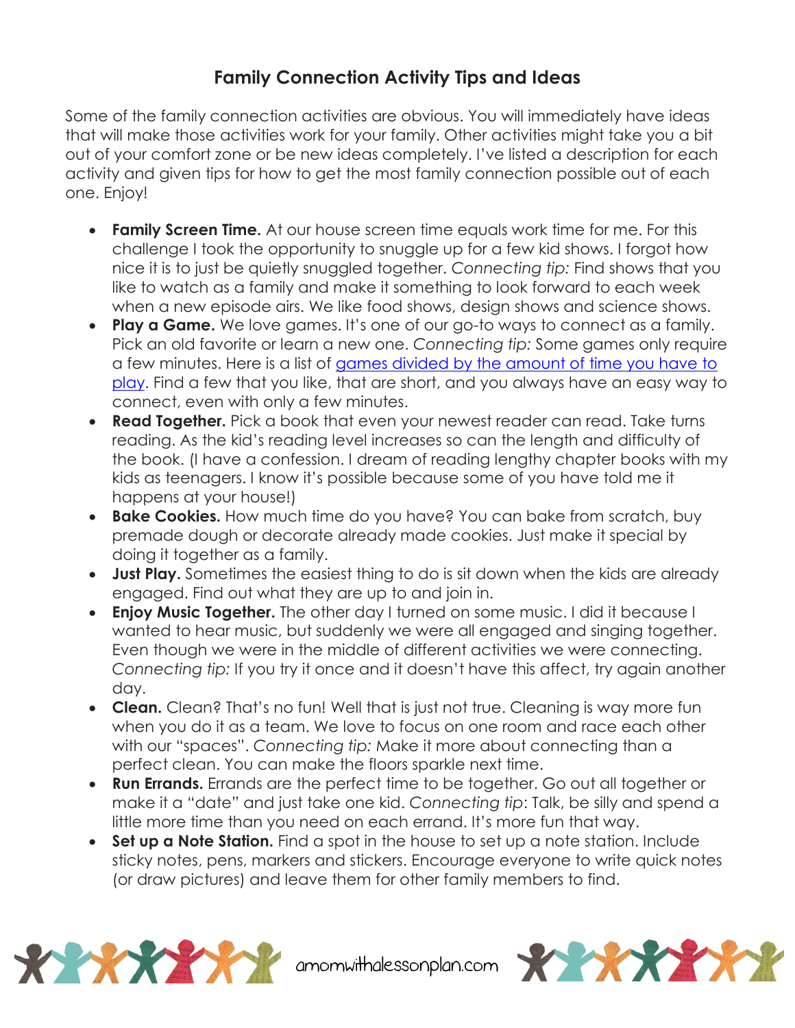# Family Connection Activity Tips and Ideas

Some of the family connection activities are obvious. You will immediately have ideas that will make those activities work for your family. Other activities might take you a bit out of your comfort zone or be new ideas completely. I've listed a description for each activity and given tips for how to get the most family connection possible out of each one. Enjoy!

- **Family Screen Time.** At our house screen time equals work time for me. For this challenge I took the opportunity to snuggle up for a few kid shows. I forgot how nice it is to just be quietly snuggled together. *Connecting tip:* Find shows that you like to watch as a family and make it something to look forward to each week when a new episode airs. We like food shows, design shows and science shows.
- **Play a Game.** We love games. It's one of our go-to ways to connect as a family. Pick an old favorite or learn a new one. *Connecting tip:* Some games only require a few minutes. Here is a list of games divided by the amount of time you have to play. Find a few that you like, that are short, and you always have an easy way to connect, even with only a few minutes.
- **Read Together.** Pick a book that even your newest reader can read. Take turns reading. As the kid's reading level increases so can the length and difficulty of the book. (I have a confession. I dream of reading lengthy chapter books with my kids as teenagers. I know it's possible because some of you have told me it happens at your house!)
- **Bake Cookies.** How much time do you have? You can bake from scratch, buy premade dough or decorate already made cookies. Just make it special by doing it together as a family.
- **Just Play.** Sometimes the easiest thing to do is sit down when the kids are already engaged. Find out what they are up to and join in.
- **Enjoy Music Together.** The other day I turned on some music. I did it because I wanted to hear music, but suddenly we were all engaged and singing together. Even though we were in the middle of different activities we were connecting. *Connecting tip:* If you try it once and it doesn't have this affect, try again another day.
- **Clean.** Clean? That's no fun! Well that is just not true. Cleaning is way more fun when you do it as a team. We love to focus on one room and race each other with our "spaces". *Connecting tip:* Make it more about connecting than a perfect clean. You can make the floors sparkle next time.
- **Run Errands.** Errands are the perfect time to be together. Go out all together or make it a "date" and just take one kid. *Connecting tip*: Talk, be silly and spend a little more time than you need on each errand. It's more fun that way.
- **Set up a Note Station.** Find a spot in the house to set up a note station. Include sticky notes, pens, markers and stickers. Encourage everyone to write quick notes (or draw pictures) and leave them for other family members to find.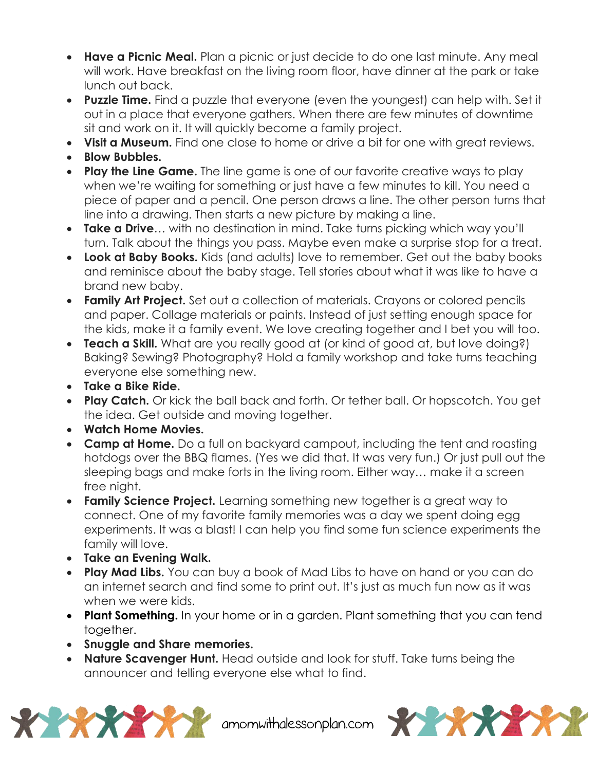- **Have a Picnic Meal.** Plan a picnic or just decide to do one last minute. Any meal will work. Have breakfast on the living room floor, have dinner at the park or take lunch out back.
- **Puzzle Time.** Find a puzzle that everyone (even the youngest) can help with. Set it out in a place that everyone gathers. When there are few minutes of downtime sit and work on it. It will quickly become a family project.
- **Visit a Museum.** Find one close to home or drive a bit for one with great reviews.
- **Blow Bubbles.**
- **Play the Line Game.** The line game is one of our favorite creative ways to play when we're waiting for something or just have a few minutes to kill. You need a piece of paper and a pencil. One person draws a line. The other person turns that line into a drawing. Then starts a new picture by making a line.
- **Take a Drive**… with no destination in mind. Take turns picking which way you'll turn. Talk about the things you pass. Maybe even make a surprise stop for a treat.
- **Look at Baby Books.** Kids (and adults) love to remember. Get out the baby books and reminisce about the baby stage. Tell stories about what it was like to have a brand new baby.
- **Family Art Project.** Set out a collection of materials. Crayons or colored pencils and paper. Collage materials or paints. Instead of just setting enough space for the kids, make it a family event. We love creating together and I bet you will too.
- **Teach a Skill.** What are you really good at (or kind of good at, but love doing?) Baking? Sewing? Photography? Hold a family workshop and take turns teaching everyone else something new.
- **Take a Bike Ride.**
- **Play Catch.** Or kick the ball back and forth. Or tether ball. Or hopscotch. You get the idea. Get outside and moving together.
- **Watch Home Movies.**
- **Camp at Home.** Do a full on backyard campout, including the tent and roasting hotdogs over the BBQ flames. (Yes we did that. It was very fun.) Or just pull out the sleeping bags and make forts in the living room. Either way… make it a screen free night.
- **Family Science Project.** Learning something new together is a great way to connect. One of my favorite family memories was a day we spent doing egg experiments. It was a blast! I can help you find some fun science experiments the family will love.
- **Take an Evening Walk.**
- **Play Mad Libs.** You can buy a book of Mad Libs to have on hand or you can do an internet search and find some to print out. It's just as much fun now as it was when we were kids.
- **Plant Something.** In your home or in a garden. Plant something that you can tend together.
- **Snuggle and Share memories.**
- **Nature Scavenger Hunt.** Head outside and look for stuff. Take turns being the announcer and telling everyone else what to find.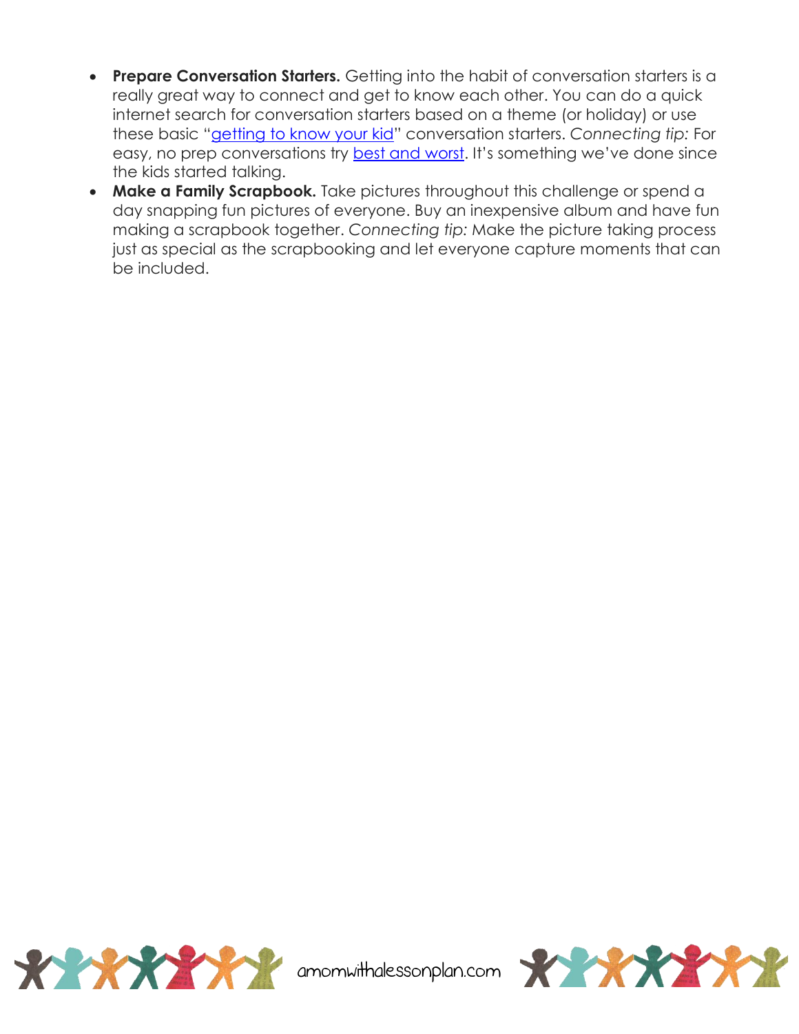- **Prepare Conversation Starters.** Getting into the habit of conversation starters is a really great way to connect and get to know each other. You can do a quick internet search for conversation starters based on a theme (or holiday) or use these basic "getting to know your kid" conversation starters. *Connecting tip:* For easy, no prep conversations try best and worst. It's something we've done since the kids started talking.
- **Make a Family Scrapbook.** Take pictures throughout this challenge or spend a day snapping fun pictures of everyone. Buy an inexpensive album and have fun making a scrapbook together. *Connecting tip:* Make the picture taking process just as special as the scrapbooking and let everyone capture moments that can be included.